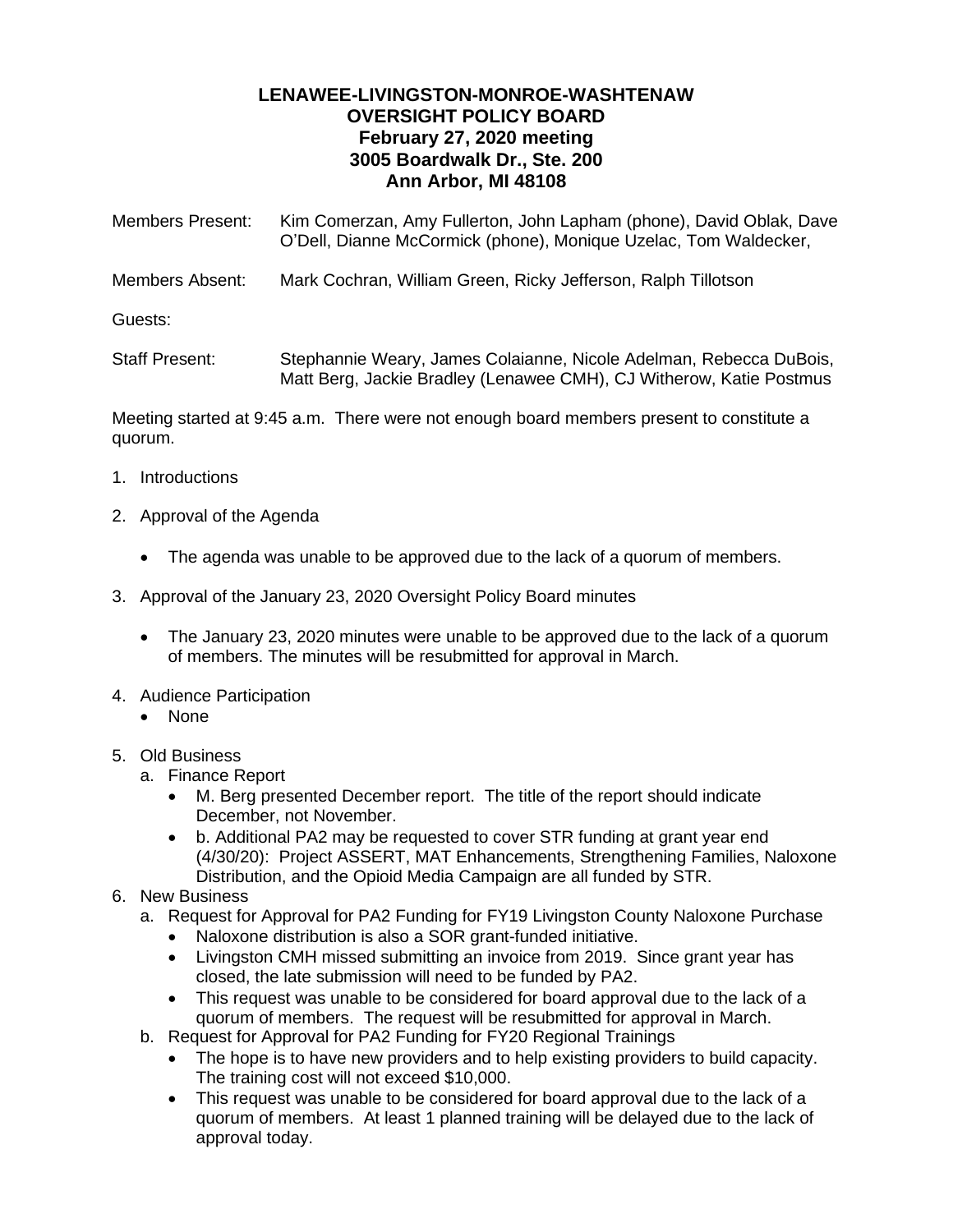# LENAWEE-LIVINGSTON-MONROE-WASHTENAW
## OVERSIGHT POLICY BOARD
### February 27, 2020 meeting
### 3005 Boardwalk Dr., Ste. 200
### Ann Arbor, MI 48108

Members Present: Kim Comerzan, Amy Fullerton, John Lapham (phone), David Oblak, Dave O'Dell, Dianne McCormick (phone), Monique Uzelac, Tom Waldecker,

Members Absent: Mark Cochran, William Green, Ricky Jefferson, Ralph Tillotson

Guests:

Staff Present: Stephannie Weary, James Colaianne, Nicole Adelman, Rebecca DuBois, Matt Berg, Jackie Bradley (Lenawee CMH), CJ Witherow, Katie Postmus

Meeting started at 9:45 a.m. There were not enough board members present to constitute a quorum.

1. Introductions
2. Approval of the Agenda
   - The agenda was unable to be approved due to the lack of a quorum of members.
3. Approval of the January 23, 2020 Oversight Policy Board minutes
   - The January 23, 2020 minutes were unable to be approved due to the lack of a quorum of members. The minutes will be resubmitted for approval in March.
4. Audience Participation
   - None
5. Old Business
   a. Finance Report
      - M. Berg presented December report. The title of the report should indicate December, not November.
      - b. Additional PA2 may be requested to cover STR funding at grant year end (4/30/20): Project ASSERT, MAT Enhancements, Strengthening Families, Naloxone Distribution, and the Opioid Media Campaign are all funded by STR.
6. New Business
   a. Request for Approval for PA2 Funding for FY19 Livingston County Naloxone Purchase
      - Naloxone distribution is also a SOR grant-funded initiative.
      - Livingston CMH missed submitting an invoice from 2019. Since grant year has closed, the late submission will need to be funded by PA2.
      - This request was unable to be considered for board approval due to the lack of a quorum of members. The request will be resubmitted for approval in March.

   b. Request for Approval for PA2 Funding for FY20 Regional Trainings
      - The hope is to have new providers and to help existing providers to build capacity. The training cost will not exceed $10,000.
      - This request was unable to be considered for board approval due to the lack of a quorum of members. At least 1 planned training will be delayed due to the lack of approval today.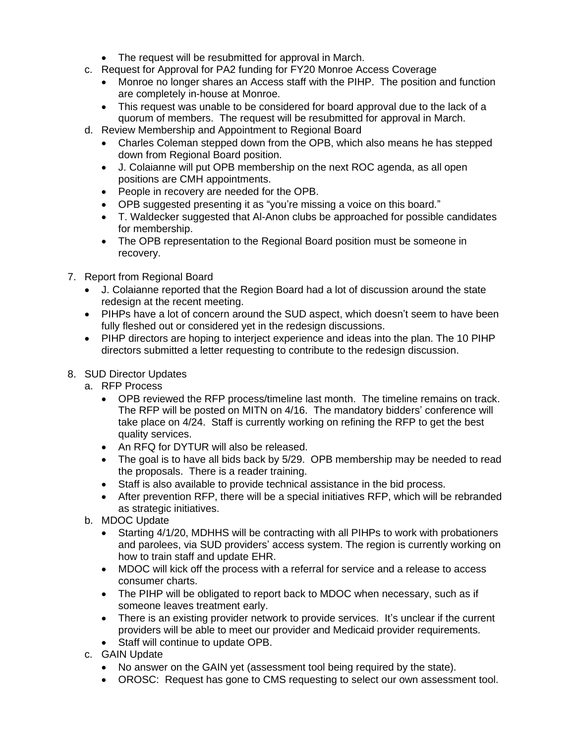- The request will be resubmitted for approval in March.

c. Request for Approval for PA2 funding for FY20 Monroe Access Coverage
   - Monroe no longer shares an Access staff with the PIHP. The position and function are completely in-house at Monroe.
   - This request was unable to be considered for board approval due to the lack of a quorum of members. The request will be resubmitted for approval in March.

d. Review Membership and Appointment to Regional Board
   - Charles Coleman stepped down from the OPB, which also means he has stepped down from Regional Board position.
   - J. Colaianne will put OPB membership on the next ROC agenda, as all open positions are CMH appointments.
   - People in recovery are needed for the OPB.
   - OPB suggested presenting it as "you're missing a voice on this board."
   - T. Waldecker suggested that Al-Anon clubs be approached for possible candidates for membership.
   - The OPB representation to the Regional Board position must be someone in recovery.

7. Report from Regional Board
   - J. Colaianne reported that the Region Board had a lot of discussion around the state redesign at the recent meeting.
   - PIHPs have a lot of concern around the SUD aspect, which doesn't seem to have been fully fleshed out or considered yet in the redesign discussions.
   - PIHP directors are hoping to interject experience and ideas into the plan. The 10 PIHP directors submitted a letter requesting to contribute to the redesign discussion.

8. SUD Director Updates

   a. RFP Process
      - OPB reviewed the RFP process/timeline last month. The timeline remains on track. The RFP will be posted on MITN on 4/16. The mandatory bidders' conference will take place on 4/24. Staff is currently working on refining the RFP to get the best quality services.
      - An RFQ for DYTUR will also be released.
      - The goal is to have all bids back by 5/29. OPB membership may be needed to read the proposals. There is a reader training.
      - Staff is also available to provide technical assistance in the bid process.
      - After prevention RFP, there will be a special initiatives RFP, which will be rebranded as strategic initiatives.

   b. MDOC Update
      - Starting 4/1/20, MDHHS will be contracting with all PIHPs to work with probationers and parolees, via SUD providers' access system. The region is currently working on how to train staff and update EHR.
      - MDOC will kick off the process with a referral for service and a release to access consumer charts.
      - The PIHP will be obligated to report back to MDOC when necessary, such as if someone leaves treatment early.
      - There is an existing provider network to provide services. It's unclear if the current providers will be able to meet our provider and Medicaid provider requirements.
      - Staff will continue to update OPB.

   c. GAIN Update
      - No answer on the GAIN yet (assessment tool being required by the state).
      - OROSC: Request has gone to CMS requesting to select our own assessment tool.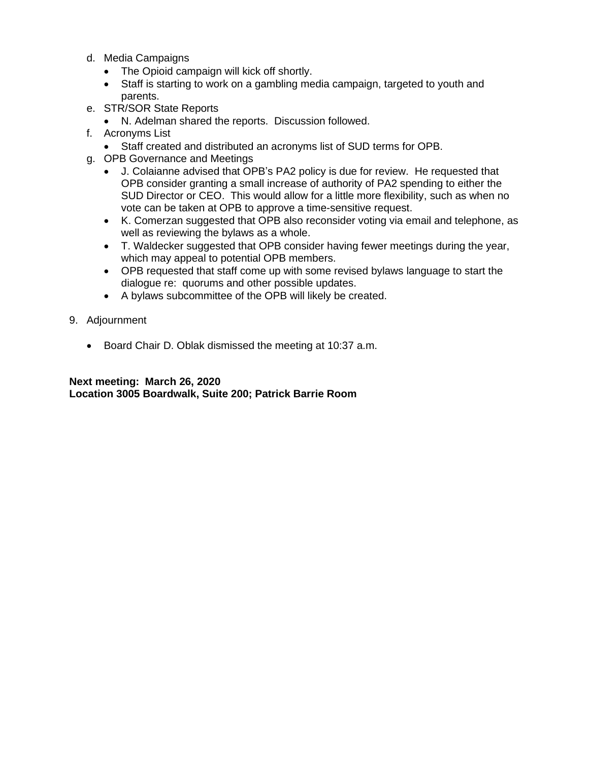d. Media Campaigns
   - The Opioid campaign will kick off shortly.
   - Staff is starting to work on a gambling media campaign, targeted to youth and parents.
e. STR/SOR State Reports
   - N. Adelman shared the reports. Discussion followed.
f. Acronyms List
   - Staff created and distributed an acronyms list of SUD terms for OPB.
g. OPB Governance and Meetings
   - J. Colaianne advised that OPB's PA2 policy is due for review. He requested that OPB consider granting a small increase of authority of PA2 spending to either the SUD Director or CEO. This would allow for a little more flexibility, such as when no vote can be taken at OPB to approve a time-sensitive request.
   - K. Comerzan suggested that OPB also reconsider voting via email and telephone, as well as reviewing the bylaws as a whole.
   - T. Waldecker suggested that OPB consider having fewer meetings during the year, which may appeal to potential OPB members.
   - OPB requested that staff come up with some revised bylaws language to start the dialogue re: quorums and other possible updates.
   - A bylaws subcommittee of the OPB will likely be created.

9. Adjournment

   - Board Chair D. Oblak dismissed the meeting at 10:37 a.m.

**Next meeting: March 26, 2020**
**Location 3005 Boardwalk, Suite 200; Patrick Barrie Room**